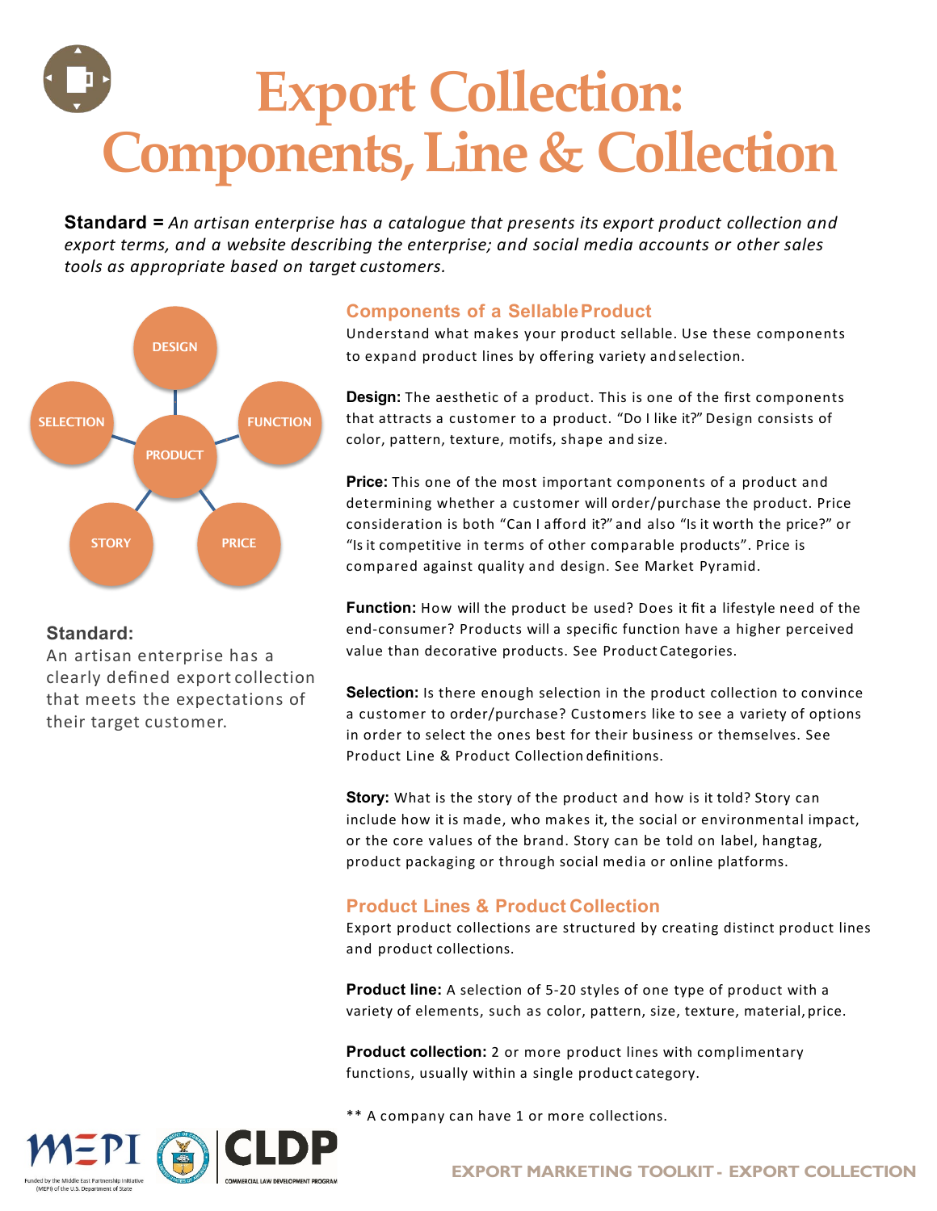# Export Collection: Components, Line & Collection

**Standard =** *An artisan enterprise has a catalogue that presents its export product collection and export terms, and a website describing the enterprise; and social media accounts or other sales tools as appropriate based on target customers.*

DESIGN
FUNCTION
PRICE
STORY
SELECTION
PRODUCT

**Standard:**
An artisan enterprise has a clearly defined export collection that meets the expectations of their target customer.

## Components of a Sellable Product

Understand what makes your product sellable. Use these components to expand product lines by offering variety and selection.

**Design:** The aesthetic of a product. This is one of the first components that attracts a customer to a product. "Do I like it?" Design consists of color, pattern, texture, motifs, shape and size.

**Price:** This one of the most important components of a product and determining whether a customer will order/purchase the product. Price consideration is both "Can I afford it?" and also "Is it worth the price?" or "Is it competitive in terms of other comparable products". Price is compared against quality and design. See Market Pyramid.

**Function:** How will the product be used? Does it fit a lifestyle need of the end-consumer? Products will a specific function have a higher perceived value than decorative products. See Product Categories.

**Selection:** Is there enough selection in the product collection to convince a customer to order/purchase? Customers like to see a variety of options in order to select the ones best for their business or themselves. See Product Line & Product Collection definitions.

**Story:** What is the story of the product and how is it told? Story can include how it is made, who makes it, the social or environmental impact, or the core values of the brand. Story can be told on label, hangtag, product packaging or through social media or online platforms.

## Product Lines & Product Collection

Export product collections are structured by creating distinct product lines and product collections.

**Product line:** A selection of 5-20 styles of one type of product with a variety of elements, such as color, pattern, size, texture, material, price.

**Product collection:** 2 or more product lines with complimentary functions, usually within a single product category.

** A company can have 1 or more collections.

MEPI — Funded by the Middle East Partnership Initiative (MEPI) of the U.S. Department of State

CLDP — COMMERCIAL LAW DEVELOPMENT PROGRAM

EXPORT MARKETING TOOLKIT - EXPORT COLLECTION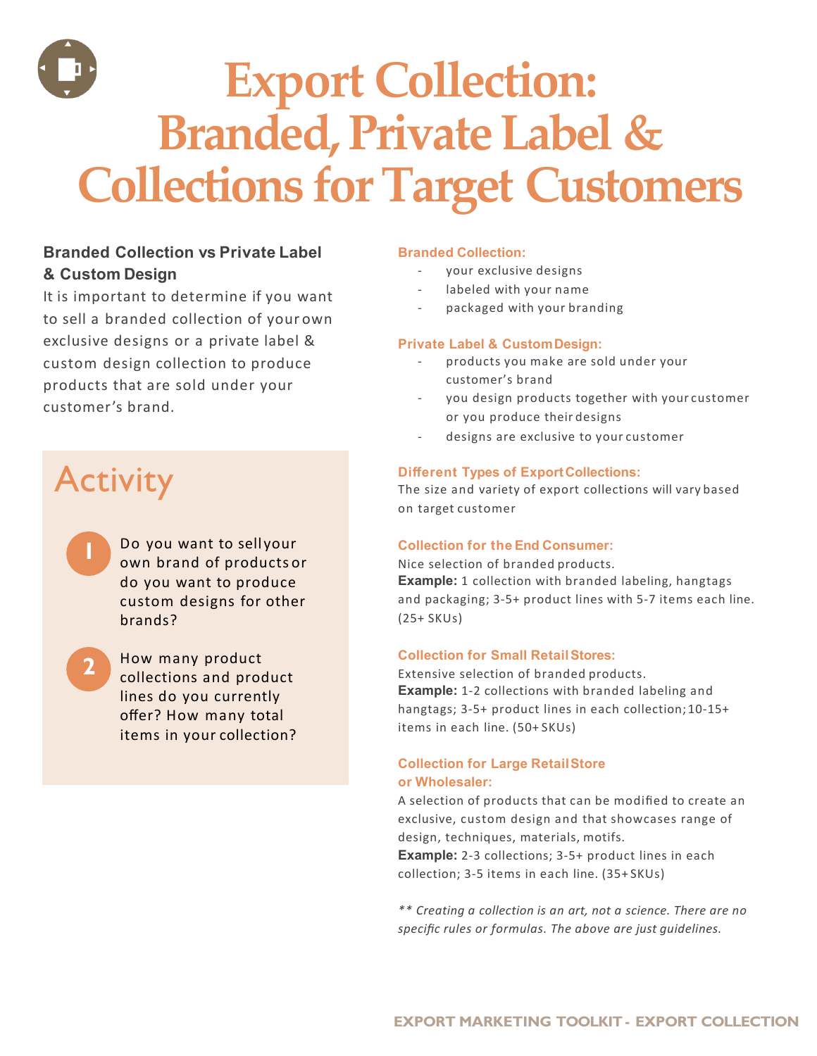# Export Collection: Branded, Private Label & Collections for Target Customers

### Branded Collection vs Private Label & Custom Design

It is important to determine if you want to sell a branded collection of your own exclusive designs or a private label & custom design collection to produce products that are sold under your customer's brand.

## Activity

1. Do you want to sell your own brand of products or do you want to produce custom designs for other brands?
2. How many product collections and product lines do you currently offer? How many total items in your collection?

### Branded Collection:

- your exclusive designs
- labeled with your name
- packaged with your branding

### Private Label & Custom Design:

- products you make are sold under your customer's brand
- you design products together with your customer or you produce their designs
- designs are exclusive to your customer

### Different Types of Export Collections:

The size and variety of export collections will vary based on target customer

### Collection for the End Consumer:

Nice selection of branded products.

**Example:** 1 collection with branded labeling, hangtags and packaging; 3-5+ product lines with 5-7 items each line. (25+ SKUs)

### Collection for Small Retail Stores:

Extensive selection of branded products.

**Example:** 1-2 collections with branded labeling and hangtags; 3-5+ product lines in each collection; 10-15+ items in each line. (50+ SKUs)

### Collection for Large Retail Store or Wholesaler:

A selection of products that can be modified to create an exclusive, custom design and that showcases range of design, techniques, materials, motifs.

**Example:** 2-3 collections; 3-5+ product lines in each collection; 3-5 items in each line. (35+ SKUs)

*** Creating a collection is an art, not a science. There are no specific rules or formulas. The above are just guidelines.*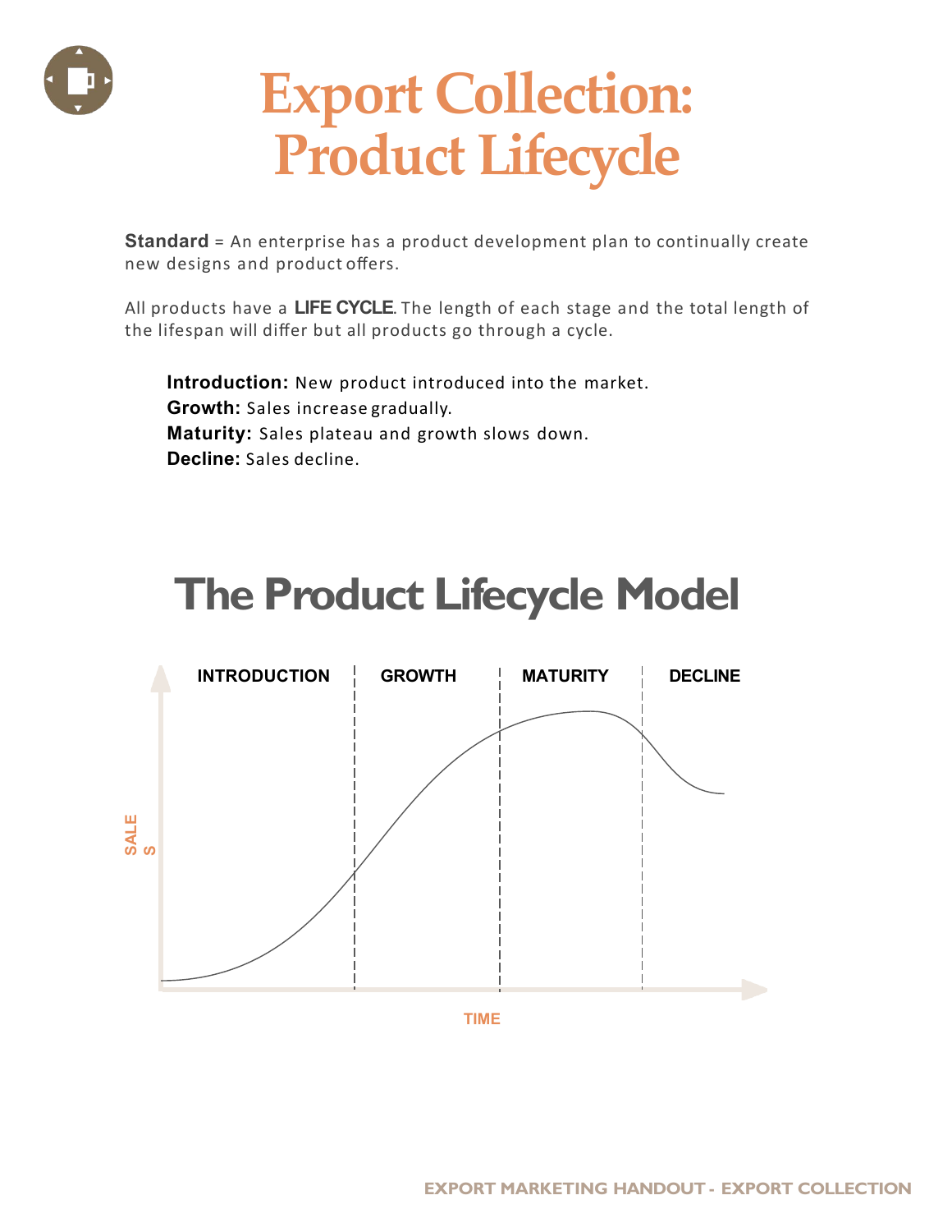# Export Collection: Product Lifecycle

**Standard** = An enterprise has a product development plan to continually create new designs and product offers.

All products have a **LIFE CYCLE**. The length of each stage and the total length of the lifespan will differ but all products go through a cycle.

**Introduction:** New product introduced into the market.
**Growth:** Sales increase gradually.
**Maturity:** Sales plateau and growth slows down.
**Decline:** Sales decline.

## The Product Lifecycle Model

INTRODUCTION | GROWTH | MATURITY | DECLINE

SALES

TIME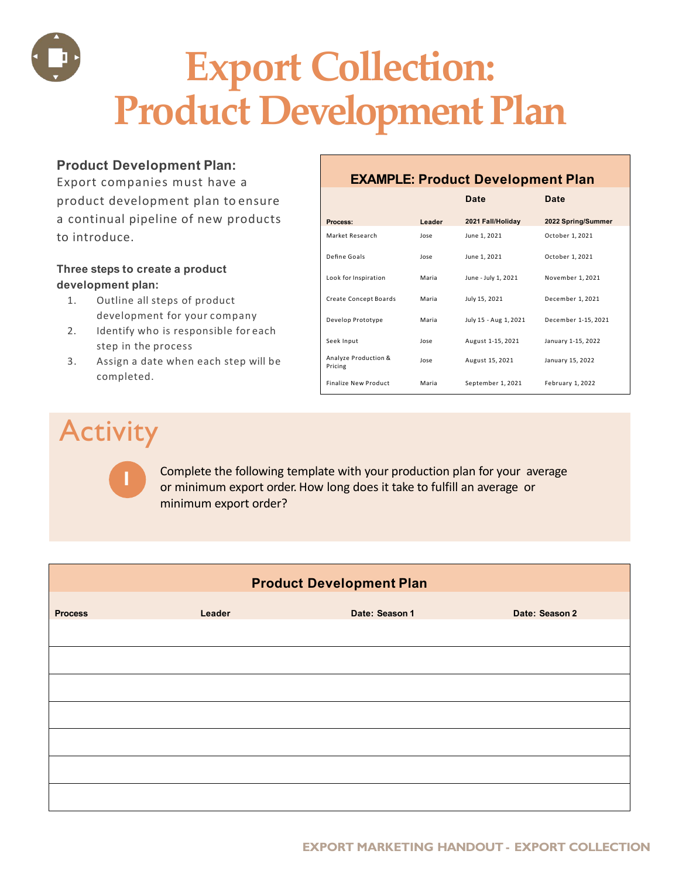# Export Collection: Product Development Plan

**Product Development Plan:**
Export companies must have a product development plan to ensure a continual pipeline of new products to introduce.

**Three steps to create a product development plan:**

1. Outline all steps of product development for your company
2. Identify who is responsible for each step in the process
3. Assign a date when each step will be completed.

**EXAMPLE: Product Development Plan**

| Process: | Leader | Date<br>2021 Fall/Holiday | Date<br>2022 Spring/Summer |
|---|---|---|---|
| Market Research | Jose | June 1, 2021 | October 1, 2021 |
| Define Goals | Jose | June 1, 2021 | October 1, 2021 |
| Look for Inspiration | Maria | June - July 1, 2021 | November 1, 2021 |
| Create Concept Boards | Maria | July 15, 2021 | December 1, 2021 |
| Develop Prototype | Maria | July 15 - Aug 1, 2021 | December 1-15, 2021 |
| Seek Input | Jose | August 1-15, 2021 | January 1-15, 2022 |
| Analyze Production & Pricing | Jose | August 15, 2021 | January 15, 2022 |
| Finalize New Product | Maria | September 1, 2021 | February 1, 2022 |

## Activity

**I** Complete the following template with your production plan for your average or minimum export order. How long does it take to fulfill an average or minimum export order?

**Product Development Plan**

| Process | Leader | Date: Season 1 | Date: Season 2 |
|---|---|---|---|
| | | | |
| | | | |
| | | | |
| | | | |
| | | | |
| | | | |
| | | | |